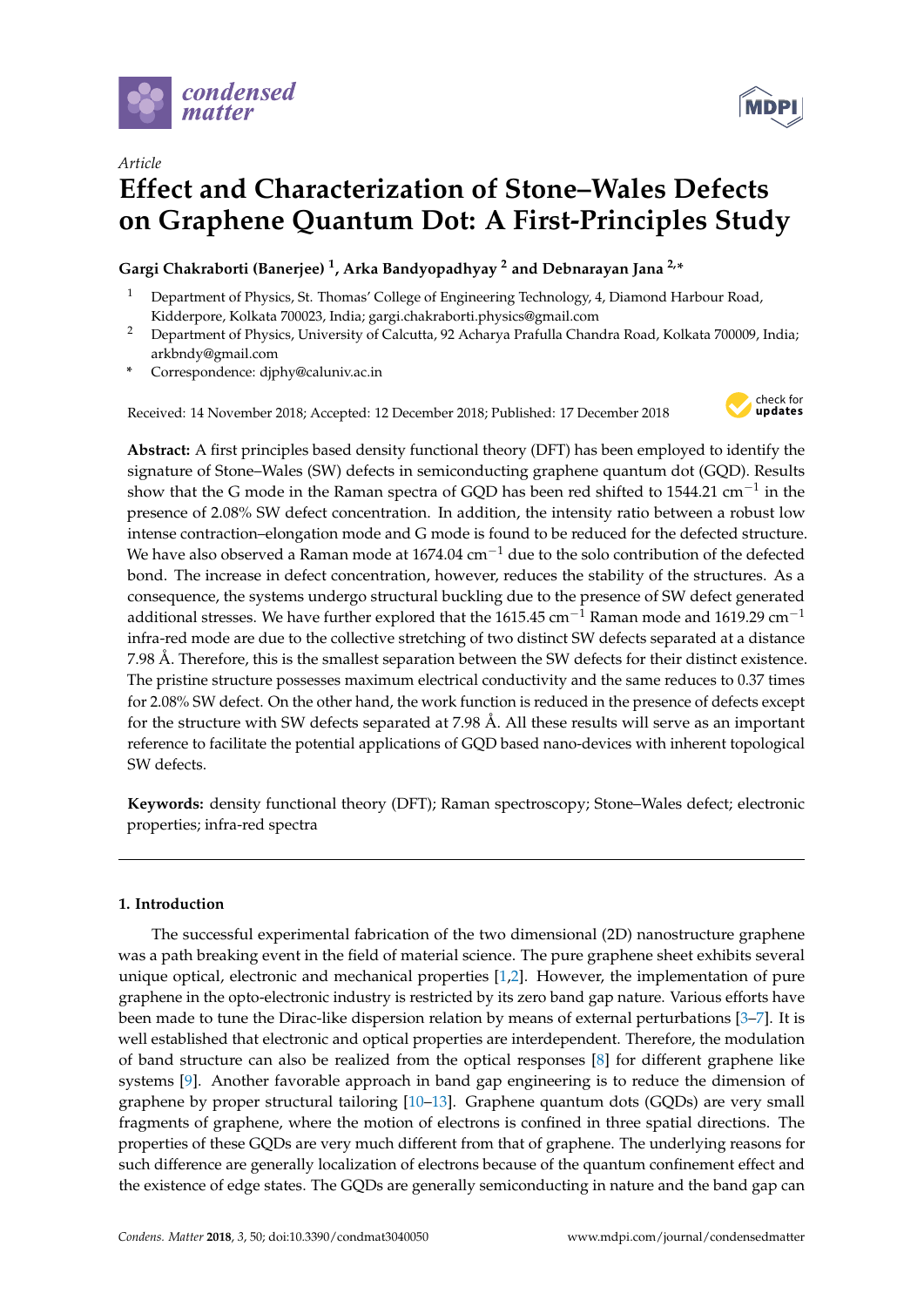*Article*

# Effect and Characterization of Stone–Wales Defects on Graphene Quantum Dot: A First-Principles Study

**Gargi Chakraborti (Banerjee) [1], Arka Bandyopadhyay [2] and Debnarayan Jana [2,*]**

[1] Department of Physics, St. Thomas' College of Engineering Technology, 4, Diamond Harbour Road, Kidderpore, Kolkata 700023, India; gargi.chakraborti.physics@gmail.com

[2] Department of Physics, University of Calcutta, 92 Acharya Prafulla Chandra Road, Kolkata 700009, India; arkbndy@gmail.com

\* Correspondence: djphy@caluniv.ac.in

Received: 14 November 2018; Accepted: 12 December 2018; Published: 17 December 2018

**Abstract:** A first principles based density functional theory (DFT) has been employed to identify the signature of Stone–Wales (SW) defects in semiconducting graphene quantum dot (GQD). Results show that the G mode in the Raman spectra of GQD has been red shifted to 1544.21 $cm^{-1}$ in the presence of 2.08% SW defect concentration. In addition, the intensity ratio between a robust low intense contraction–elongation mode and G mode is found to be reduced for the defected structure. We have also observed a Raman mode at 1674.04 $cm^{-1}$ due to the solo contribution of the defected bond. The increase in defect concentration, however, reduces the stability of the structures. As a consequence, the systems undergo structural buckling due to the presence of SW defect generated additional stresses. We have further explored that the 1615.45 $cm^{-1}$ Raman mode and 1619.29 $cm^{-1}$ infra-red mode are due to the collective stretching of two distinct SW defects separated at a distance 7.98 Å. Therefore, this is the smallest separation between the SW defects for their distinct existence. The pristine structure possesses maximum electrical conductivity and the same reduces to 0.37 times for 2.08% SW defect. On the other hand, the work function is reduced in the presence of defects except for the structure with SW defects separated at 7.98 Å. All these results will serve as an important reference to facilitate the potential applications of GQD based nano-devices with inherent topological SW defects.

**Keywords:** density functional theory (DFT); Raman spectroscopy; Stone–Wales defect; electronic properties; infra-red spectra

---

## 1. Introduction

The successful experimental fabrication of the two dimensional (2D) nanostructure graphene was a path breaking event in the field of material science. The pure graphene sheet exhibits several unique optical, electronic and mechanical properties [1,2]. However, the implementation of pure graphene in the opto-electronic industry is restricted by its zero band gap nature. Various efforts have been made to tune the Dirac-like dispersion relation by means of external perturbations [3–7]. It is well established that electronic and optical properties are interdependent. Therefore, the modulation of band structure can also be realized from the optical responses [8] for different graphene like systems [9]. Another favorable approach in band gap engineering is to reduce the dimension of graphene by proper structural tailoring [10–13]. Graphene quantum dots (GQDs) are very small fragments of graphene, where the motion of electrons is confined in three spatial directions. The properties of these GQDs are very much different from that of graphene. The underlying reasons for such difference are generally localization of electrons because of the quantum confinement effect and the existence of edge states. The GQDs are generally semiconducting in nature and the band gap can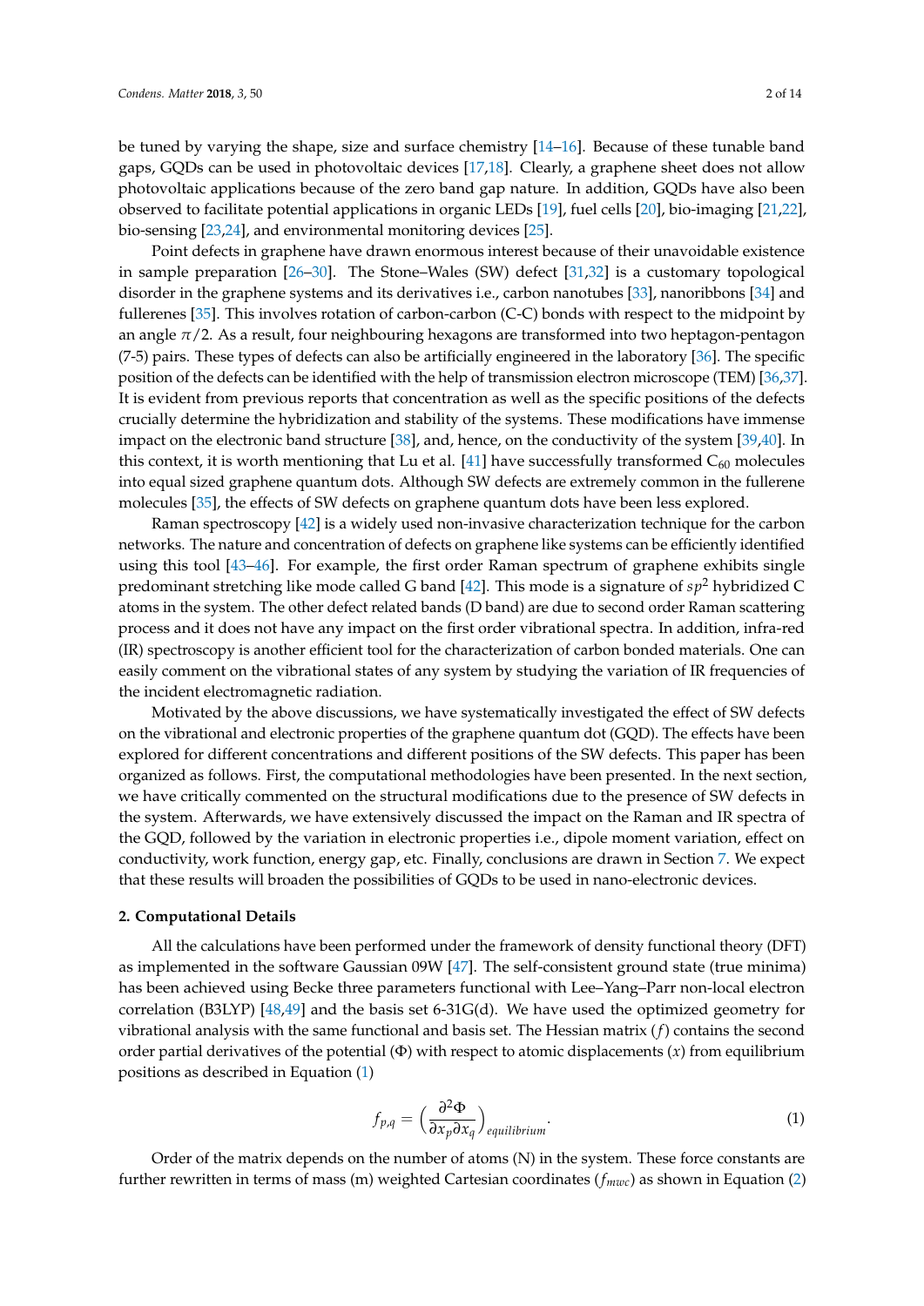be tuned by varying the shape, size and surface chemistry [14–16]. Because of these tunable band gaps, GQDs can be used in photovoltaic devices [17,18]. Clearly, a graphene sheet does not allow photovoltaic applications because of the zero band gap nature. In addition, GQDs have also been observed to facilitate potential applications in organic LEDs [19], fuel cells [20], bio-imaging [21,22], bio-sensing [23,24], and environmental monitoring devices [25].

Point defects in graphene have drawn enormous interest because of their unavoidable existence in sample preparation [26–30]. The Stone–Wales (SW) defect [31,32] is a customary topological disorder in the graphene systems and its derivatives i.e., carbon nanotubes [33], nanoribbons [34] and fullerenes [35]. This involves rotation of carbon-carbon (C-C) bonds with respect to the midpoint by an angle $\pi/2$. As a result, four neighbouring hexagons are transformed into two heptagon-pentagon (7-5) pairs. These types of defects can also be artificially engineered in the laboratory [36]. The specific position of the defects can be identified with the help of transmission electron microscope (TEM) [36,37]. It is evident from previous reports that concentration as well as the specific positions of the defects crucially determine the hybridization and stability of the systems. These modifications have immense impact on the electronic band structure [38], and, hence, on the conductivity of the system [39,40]. In this context, it is worth mentioning that Lu et al. [41] have successfully transformed $C_{60}$ molecules into equal sized graphene quantum dots. Although SW defects are extremely common in the fullerene molecules [35], the effects of SW defects on graphene quantum dots have been less explored.

Raman spectroscopy [42] is a widely used non-invasive characterization technique for the carbon networks. The nature and concentration of defects on graphene like systems can be efficiently identified using this tool [43–46]. For example, the first order Raman spectrum of graphene exhibits single predominant stretching like mode called G band [42]. This mode is a signature of $sp^2$ hybridized C atoms in the system. The other defect related bands (D band) are due to second order Raman scattering process and it does not have any impact on the first order vibrational spectra. In addition, infra-red (IR) spectroscopy is another efficient tool for the characterization of carbon bonded materials. One can easily comment on the vibrational states of any system by studying the variation of IR frequencies of the incident electromagnetic radiation.

Motivated by the above discussions, we have systematically investigated the effect of SW defects on the vibrational and electronic properties of the graphene quantum dot (GQD). The effects have been explored for different concentrations and different positions of the SW defects. This paper has been organized as follows. First, the computational methodologies have been presented. In the next section, we have critically commented on the structural modifications due to the presence of SW defects in the system. Afterwards, we have extensively discussed the impact on the Raman and IR spectra of the GQD, followed by the variation in electronic properties i.e., dipole moment variation, effect on conductivity, work function, energy gap, etc. Finally, conclusions are drawn in Section 7. We expect that these results will broaden the possibilities of GQDs to be used in nano-electronic devices.

## 2. Computational Details

All the calculations have been performed under the framework of density functional theory (DFT) as implemented in the software Gaussian 09W [47]. The self-consistent ground state (true minima) has been achieved using Becke three parameters functional with Lee–Yang–Parr non-local electron correlation (B3LYP) [48,49] and the basis set 6-31G(d). We have used the optimized geometry for vibrational analysis with the same functional and basis set. The Hessian matrix ($f$) contains the second order partial derivatives of the potential ($\Phi$) with respect to atomic displacements ($x$) from equilibrium positions as described in Equation (1)

$$f_{p,q} = \left(\frac{\partial^2 \Phi}{\partial x_p \partial x_q}\right)_{equilibrium}. \tag{1}$$

Order of the matrix depends on the number of atoms (N) in the system. These force constants are further rewritten in terms of mass (m) weighted Cartesian coordinates ($f_{mwc}$) as shown in Equation (2)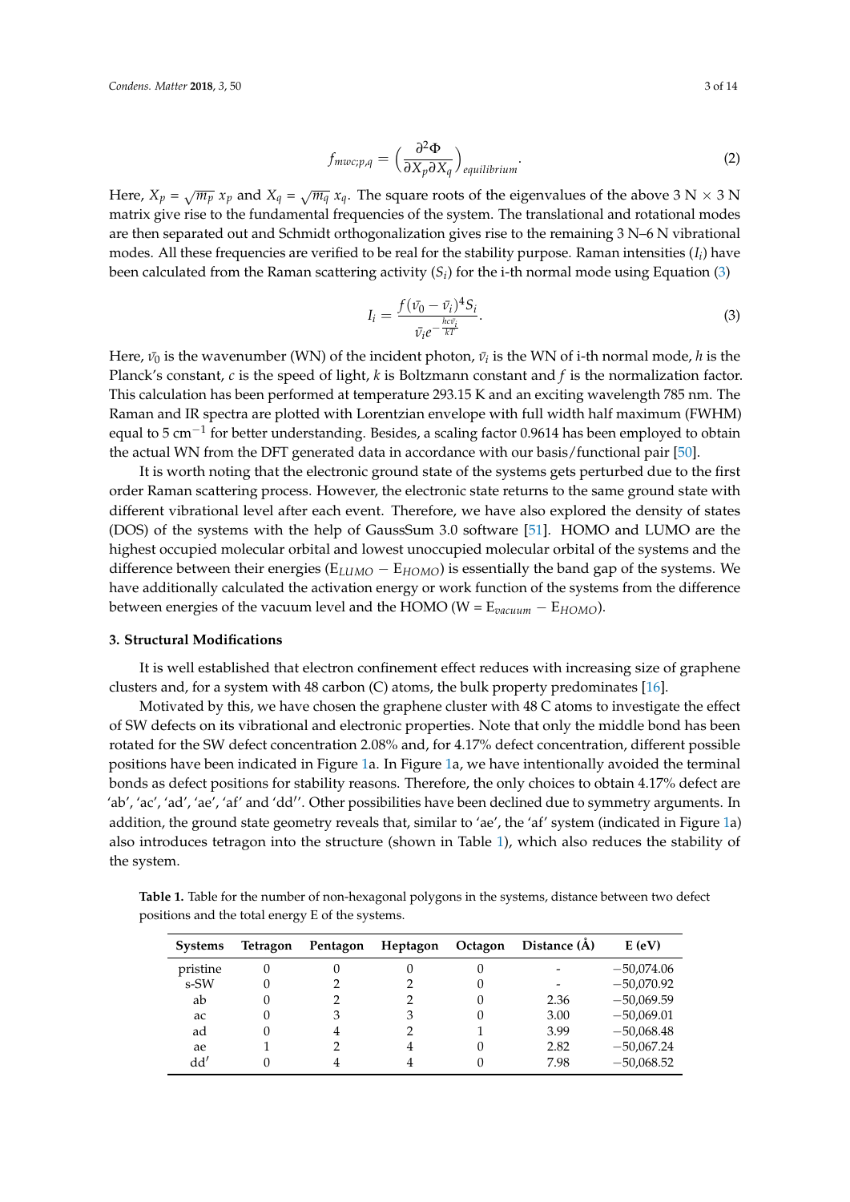$$f_{mwc;p,q} = \left( \frac{\partial^2 \Phi}{\partial X_p \partial X_q} \right)_{equilibrium}. \tag{2}$$

Here, $X_p = \sqrt{m_p}\ x_p$ and $X_q = \sqrt{m_q}\ x_q$. The square roots of the eigenvalues of the above 3 N × 3 N matrix give rise to the fundamental frequencies of the system. The translational and rotational modes are then separated out and Schmidt orthogonalization gives rise to the remaining 3 N–6 N vibrational modes. All these frequencies are verified to be real for the stability purpose. Raman intensities ($I_i$) have been calculated from the Raman scattering activity ($S_i$) for the i-th normal mode using Equation (3)

$$I_i = \frac{f(\bar{\nu_0} - \bar{\nu_i})^4 S_i}{\bar{\nu_i} e^{-\frac{hc\bar{\nu_i}}{kT}}}. \tag{3}$$

Here, $\bar{\nu_0}$ is the wavenumber (WN) of the incident photon, $\bar{\nu_i}$ is the WN of i-th normal mode, $h$ is the Planck's constant, $c$ is the speed of light, $k$ is Boltzmann constant and $f$ is the normalization factor. This calculation has been performed at temperature 293.15 K and an exciting wavelength 785 nm. The Raman and IR spectra are plotted with Lorentzian envelope with full width half maximum (FWHM) equal to 5 $cm^{-1}$ for better understanding. Besides, a scaling factor 0.9614 has been employed to obtain the actual WN from the DFT generated data in accordance with our basis/functional pair [50].

It is worth noting that the electronic ground state of the systems gets perturbed due to the first order Raman scattering process. However, the electronic state returns to the same ground state with different vibrational level after each event. Therefore, we have also explored the density of states (DOS) of the systems with the help of GaussSum 3.0 software [51]. HOMO and LUMO are the highest occupied molecular orbital and lowest unoccupied molecular orbital of the systems and the difference between their energies ($E_{LUMO} - E_{HOMO}$) is essentially the band gap of the systems. We have additionally calculated the activation energy or work function of the systems from the difference between energies of the vacuum level and the HOMO ($W = E_{vacuum} - E_{HOMO}$).

## 3. Structural Modifications

It is well established that electron confinement effect reduces with increasing size of graphene clusters and, for a system with 48 carbon (C) atoms, the bulk property predominates [16].

Motivated by this, we have chosen the graphene cluster with 48 C atoms to investigate the effect of SW defects on its vibrational and electronic properties. Note that only the middle bond has been rotated for the SW defect concentration 2.08% and, for 4.17% defect concentration, different possible positions have been indicated in Figure 1a. In Figure 1a, we have intentionally avoided the terminal bonds as defect positions for stability reasons. Therefore, the only choices to obtain 4.17% defect are 'ab', 'ac', 'ad', 'ae', 'af' and 'dd′'. Other possibilities have been declined due to symmetry arguments. In addition, the ground state geometry reveals that, similar to 'ae', the 'af' system (indicated in Figure 1a) also introduces tetragon into the structure (shown in Table 1), which also reduces the stability of the system.

**Table 1.** Table for the number of non-hexagonal polygons in the systems, distance between two defect positions and the total energy E of the systems.

| Systems | Tetragon | Pentagon | Heptagon | Octagon | Distance (Å) | E (eV) |
|---|---|---|---|---|---|---|
| pristine | 0 | 0 | 0 | 0 | - | −50,074.06 |
| s-SW | 0 | 2 | 2 | 0 | - | −50,070.92 |
| ab | 0 | 2 | 2 | 0 | 2.36 | −50,069.59 |
| ac | 0 | 3 | 3 | 0 | 3.00 | −50,069.01 |
| ad | 0 | 4 | 2 | 1 | 3.99 | −50,068.48 |
| ae | 1 | 2 | 4 | 0 | 2.82 | −50,067.24 |
| dd′ | 0 | 4 | 4 | 0 | 7.98 | −50,068.52 |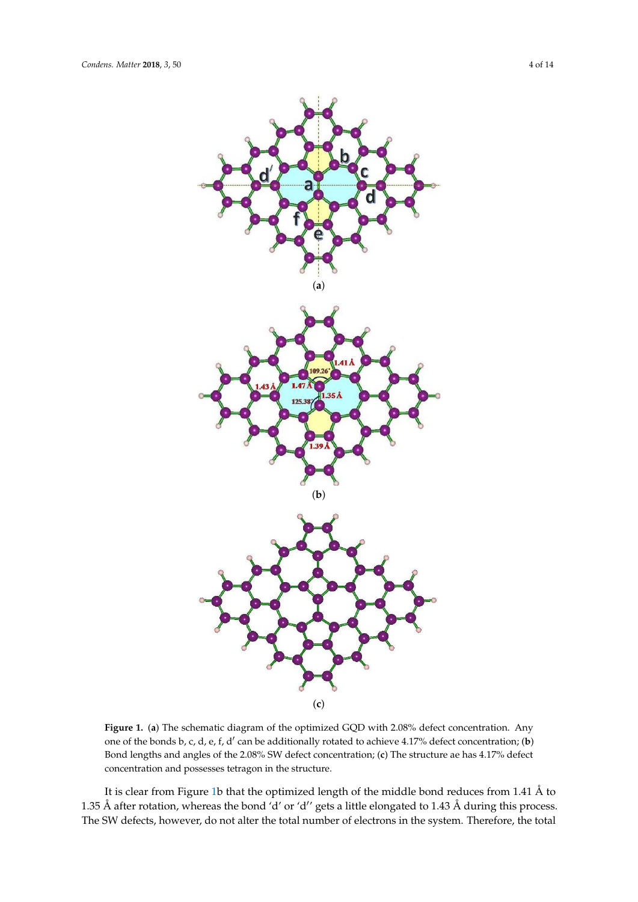(a)

(b)

(c)

**Figure 1.** (**a**) The schematic diagram of the optimized GQD with 2.08% defect concentration. Any one of the bonds b, c, d, e, f, d′ can be additionally rotated to achieve 4.17% defect concentration; (**b**) Bond lengths and angles of the 2.08% SW defect concentration; (**c**) The structure ae has 4.17% defect concentration and possesses tetragon in the structure.

It is clear from Figure 1b that the optimized length of the middle bond reduces from 1.41 Å to 1.35 Å after rotation, whereas the bond 'd' or 'd′' gets a little elongated to 1.43 Å during this process. The SW defects, however, do not alter the total number of electrons in the system. Therefore, the total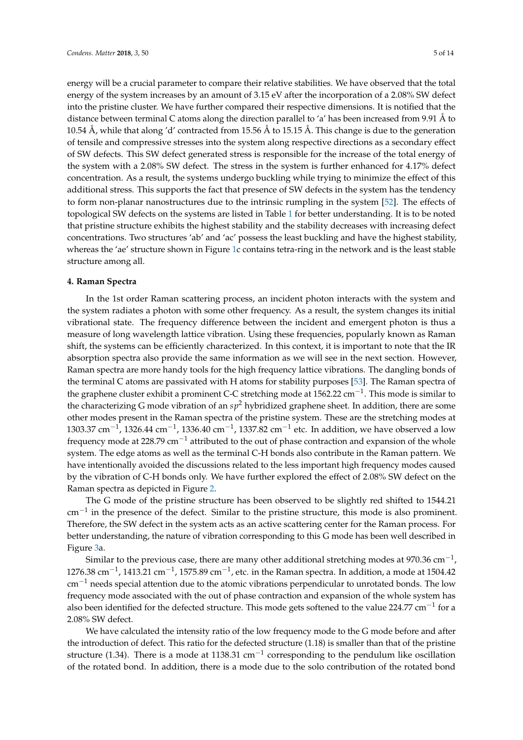energy will be a crucial parameter to compare their relative stabilities. We have observed that the total energy of the system increases by an amount of 3.15 eV after the incorporation of a 2.08% SW defect into the pristine cluster. We have further compared their respective dimensions. It is notified that the distance between terminal C atoms along the direction parallel to 'a' has been increased from 9.91 Å to 10.54 Å, while that along 'd' contracted from 15.56 Å to 15.15 Å. This change is due to the generation of tensile and compressive stresses into the system along respective directions as a secondary effect of SW defects. This SW defect generated stress is responsible for the increase of the total energy of the system with a 2.08% SW defect. The stress in the system is further enhanced for 4.17% defect concentration. As a result, the systems undergo buckling while trying to minimize the effect of this additional stress. This supports the fact that presence of SW defects in the system has the tendency to form non-planar nanostructures due to the intrinsic rumpling in the system [52]. The effects of topological SW defects on the systems are listed in Table 1 for better understanding. It is to be noted that pristine structure exhibits the highest stability and the stability decreases with increasing defect concentrations. Two structures 'ab' and 'ac' possess the least buckling and have the highest stability, whereas the 'ae' structure shown in Figure 1c contains tetra-ring in the network and is the least stable structure among all.

#### 4. Raman Spectra

In the 1st order Raman scattering process, an incident photon interacts with the system and the system radiates a photon with some other frequency. As a result, the system changes its initial vibrational state. The frequency difference between the incident and emergent photon is thus a measure of long wavelength lattice vibration. Using these frequencies, popularly known as Raman shift, the systems can be efficiently characterized. In this context, it is important to note that the IR absorption spectra also provide the same information as we will see in the next section. However, Raman spectra are more handy tools for the high frequency lattice vibrations. The dangling bonds of the terminal C atoms are passivated with H atoms for stability purposes [53]. The Raman spectra of the graphene cluster exhibit a prominent C-C stretching mode at 1562.22 $cm^{-1}$. This mode is similar to the characterizing G mode vibration of an $sp^2$ hybridized graphene sheet. In addition, there are some other modes present in the Raman spectra of the pristine system. These are the stretching modes at 1303.37 $cm^{-1}$, 1326.44 $cm^{-1}$, 1336.40 $cm^{-1}$, 1337.82 $cm^{-1}$ etc. In addition, we have observed a low frequency mode at 228.79 $cm^{-1}$ attributed to the out of phase contraction and expansion of the whole system. The edge atoms as well as the terminal C-H bonds also contribute in the Raman pattern. We have intentionally avoided the discussions related to the less important high frequency modes caused by the vibration of C-H bonds only. We have further explored the effect of 2.08% SW defect on the Raman spectra as depicted in Figure 2.

The G mode of the pristine structure has been observed to be slightly red shifted to 1544.21 $cm^{-1}$ in the presence of the defect. Similar to the pristine structure, this mode is also prominent. Therefore, the SW defect in the system acts as an active scattering center for the Raman process. For better understanding, the nature of vibration corresponding to this G mode has been well described in Figure 3a.

Similar to the previous case, there are many other additional stretching modes at 970.36 $cm^{-1}$, 1276.38 $cm^{-1}$, 1413.21 $cm^{-1}$, 1575.89 $cm^{-1}$, etc. in the Raman spectra. In addition, a mode at 1504.42 $cm^{-1}$ needs special attention due to the atomic vibrations perpendicular to unrotated bonds. The low frequency mode associated with the out of phase contraction and expansion of the whole system has also been identified for the defected structure. This mode gets softened to the value 224.77 $cm^{-1}$ for a 2.08% SW defect.

We have calculated the intensity ratio of the low frequency mode to the G mode before and after the introduction of defect. This ratio for the defected structure (1.18) is smaller than that of the pristine structure (1.34). There is a mode at 1138.31 $cm^{-1}$ corresponding to the pendulum like oscillation of the rotated bond. In addition, there is a mode due to the solo contribution of the rotated bond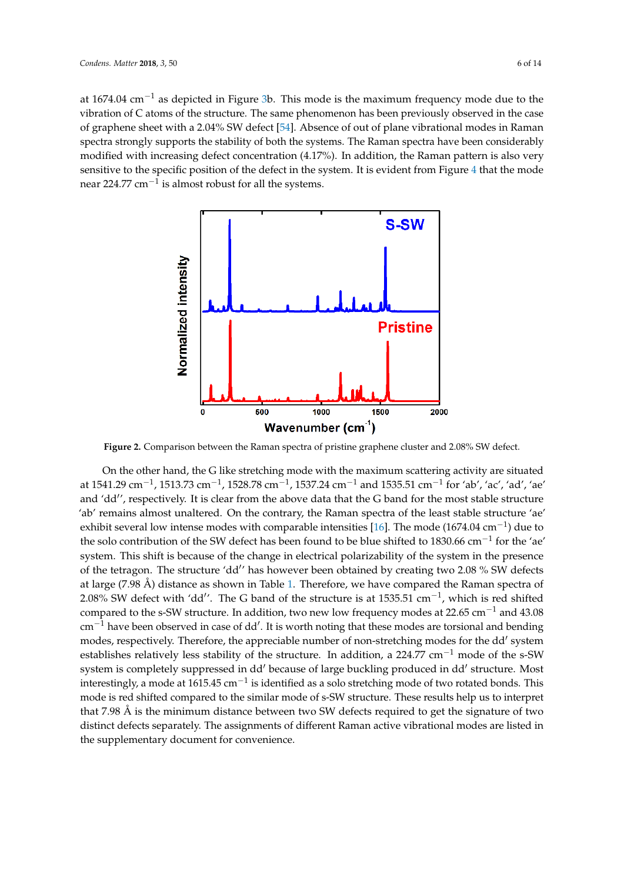at 1674.04 cm$^{-1}$ as depicted in Figure 3b. This mode is the maximum frequency mode due to the vibration of C atoms of the structure. The same phenomenon has been previously observed in the case of graphene sheet with a 2.04% SW defect [54]. Absence of out of plane vibrational modes in Raman spectra strongly supports the stability of both the systems. The Raman spectra have been considerably modified with increasing defect concentration (4.17%). In addition, the Raman pattern is also very sensitive to the specific position of the defect in the system. It is evident from Figure 4 that the mode near 224.77 cm$^{-1}$ is almost robust for all the systems.

**Figure 2.** Comparison between the Raman spectra of pristine graphene cluster and 2.08% SW defect.

On the other hand, the G like stretching mode with the maximum scattering activity are situated at 1541.29 cm$^{-1}$, 1513.73 cm$^{-1}$, 1528.78 cm$^{-1}$, 1537.24 cm$^{-1}$ and 1535.51 cm$^{-1}$ for 'ab', 'ac', 'ad', 'ae' and 'dd′′', respectively. It is clear from the above data that the G band for the most stable structure 'ab' remains almost unaltered. On the contrary, the Raman spectra of the least stable structure 'ae' exhibit several low intense modes with comparable intensities [16]. The mode (1674.04 cm$^{-1}$) due to the solo contribution of the SW defect has been found to be blue shifted to 1830.66 cm$^{-1}$ for the 'ae' system. This shift is because of the change in electrical polarizability of the system in the presence of the tetragon. The structure 'dd′′' has however been obtained by creating two 2.08 % SW defects at large (7.98 Å) distance as shown in Table 1. Therefore, we have compared the Raman spectra of 2.08% SW defect with 'dd′′'. The G band of the structure is at 1535.51 cm$^{-1}$, which is red shifted compared to the s-SW structure. In addition, two new low frequency modes at 22.65 cm$^{-1}$ and 43.08 cm$^{-1}$ have been observed in case of dd′. It is worth noting that these modes are torsional and bending modes, respectively. Therefore, the appreciable number of non-stretching modes for the dd′ system establishes relatively less stability of the structure. In addition, a 224.77 cm$^{-1}$ mode of the s-SW system is completely suppressed in dd′ because of large buckling produced in dd′ structure. Most interestingly, a mode at 1615.45 cm$^{-1}$ is identified as a solo stretching mode of two rotated bonds. This mode is red shifted compared to the similar mode of s-SW structure. These results help us to interpret that 7.98 Å is the minimum distance between two SW defects required to get the signature of two distinct defects separately. The assignments of different Raman active vibrational modes are listed in the supplementary document for convenience.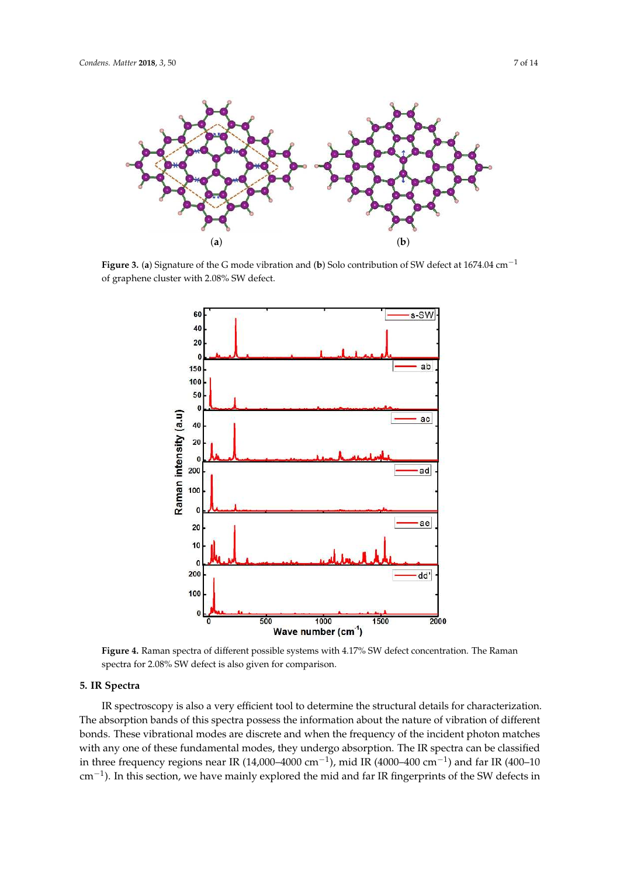(a)

(b)

**Figure 3.** (**a**) Signature of the G mode vibration and (**b**) Solo contribution of SW defect at 1674.04 $cm^{-1}$ of graphene cluster with 2.08% SW defect.

s-SW
ab
ac
ad
ae
dd'
Raman intensity (a.u)
Wave number ($cm^{-1}$)
0
500
1000
1500
2000

**Figure 4.** Raman spectra of different possible systems with 4.17% SW defect concentration. The Raman spectra for 2.08% SW defect is also given for comparison.

## 5. IR Spectra

IR spectroscopy is also a very efficient tool to determine the structural details for characterization. The absorption bands of this spectra possess the information about the nature of vibration of different bonds. These vibrational modes are discrete and when the frequency of the incident photon matches with any one of these fundamental modes, they undergo absorption. The IR spectra can be classified in three frequency regions near IR (14,000–4000 $cm^{-1}$), mid IR (4000–400 $cm^{-1}$) and far IR (400–10 $cm^{-1}$). In this section, we have mainly explored the mid and far IR fingerprints of the SW defects in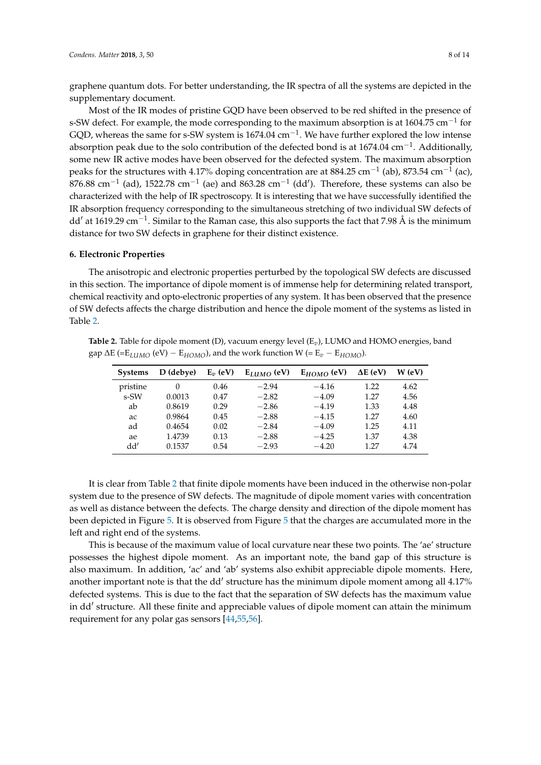graphene quantum dots. For better understanding, the IR spectra of all the systems are depicted in the supplementary document.

Most of the IR modes of pristine GQD have been observed to be red shifted in the presence of s-SW defect. For example, the mode corresponding to the maximum absorption is at 1604.75 cm$^{-1}$ for GQD, whereas the same for s-SW system is 1674.04 cm$^{-1}$. We have further explored the low intense absorption peak due to the solo contribution of the defected bond is at 1674.04 cm$^{-1}$. Additionally, some new IR active modes have been observed for the defected system. The maximum absorption peaks for the structures with 4.17% doping concentration are at 884.25 cm$^{-1}$ (ab), 873.54 cm$^{-1}$ (ac), 876.88 cm$^{-1}$ (ad), 1522.78 cm$^{-1}$ (ae) and 863.28 cm$^{-1}$ (dd′). Therefore, these systems can also be characterized with the help of IR spectroscopy. It is interesting that we have successfully identified the IR absorption frequency corresponding to the simultaneous stretching of two individual SW defects of dd′ at 1619.29 cm$^{-1}$. Similar to the Raman case, this also supports the fact that 7.98 Å is the minimum distance for two SW defects in graphene for their distinct existence.

#### 6. Electronic Properties

The anisotropic and electronic properties perturbed by the topological SW defects are discussed in this section. The importance of dipole moment is of immense help for determining related transport, chemical reactivity and opto-electronic properties of any system. It has been observed that the presence of SW defects affects the charge distribution and hence the dipole moment of the systems as listed in Table 2.

**Table 2.** Table for dipole moment (D), vacuum energy level ($E_v$), LUMO and HOMO energies, band gap $\Delta E$ (=$E_{LUMO}$ (eV) − $E_{HOMO}$), and the work function W (= $E_v - E_{HOMO}$).

| Systems | D (debye) | $E_v$ (eV) | $E_{LUMO}$ (eV) | $E_{HOMO}$ (eV) | $\Delta E$ (eV) | W (eV) |
|---|---|---|---|---|---|---|
| pristine | 0 | 0.46 | −2.94 | −4.16 | 1.22 | 4.62 |
| s-SW | 0.0013 | 0.47 | −2.82 | −4.09 | 1.27 | 4.56 |
| ab | 0.8619 | 0.29 | −2.86 | −4.19 | 1.33 | 4.48 |
| ac | 0.9864 | 0.45 | −2.88 | −4.15 | 1.27 | 4.60 |
| ad | 0.4654 | 0.02 | −2.84 | −4.09 | 1.25 | 4.11 |
| ae | 1.4739 | 0.13 | −2.88 | −4.25 | 1.37 | 4.38 |
| dd′ | 0.1537 | 0.54 | −2.93 | −4.20 | 1.27 | 4.74 |

It is clear from Table 2 that finite dipole moments have been induced in the otherwise non-polar system due to the presence of SW defects. The magnitude of dipole moment varies with concentration as well as distance between the defects. The charge density and direction of the dipole moment has been depicted in Figure 5. It is observed from Figure 5 that the charges are accumulated more in the left and right end of the systems.

This is because of the maximum value of local curvature near these two points. The 'ae' structure possesses the highest dipole moment. As an important note, the band gap of this structure is also maximum. In addition, 'ac' and 'ab' systems also exhibit appreciable dipole moments. Here, another important note is that the dd′ structure has the minimum dipole moment among all 4.17% defected systems. This is due to the fact that the separation of SW defects has the maximum value in dd′ structure. All these finite and appreciable values of dipole moment can attain the minimum requirement for any polar gas sensors [44,55,56].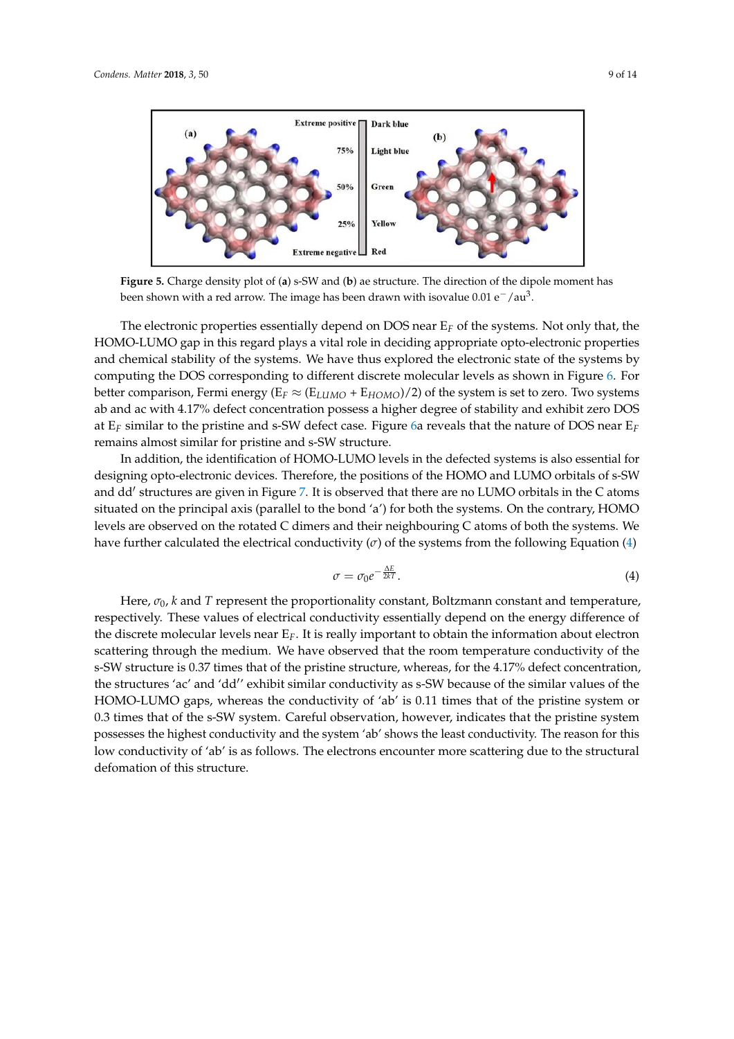**Figure 5.** Charge density plot of (**a**) s-SW and (**b**) ae structure. The direction of the dipole moment has been shown with a red arrow. The image has been drawn with isovalue 0.01 $e^-/au^3$.

The electronic properties essentially depend on DOS near $E_F$ of the systems. Not only that, the HOMO-LUMO gap in this regard plays a vital role in deciding appropriate opto-electronic properties and chemical stability of the systems. We have thus explored the electronic state of the systems by computing the DOS corresponding to different discrete molecular levels as shown in Figure 6. For better comparison, Fermi energy ($E_F \approx (E_{LUMO} + E_{HOMO})/2$) of the system is set to zero. Two systems ab and ac with 4.17% defect concentration possess a higher degree of stability and exhibit zero DOS at $E_F$ similar to the pristine and s-SW defect case. Figure 6a reveals that the nature of DOS near $E_F$ remains almost similar for pristine and s-SW structure.

In addition, the identification of HOMO-LUMO levels in the defected systems is also essential for designing opto-electronic devices. Therefore, the positions of the HOMO and LUMO orbitals of s-SW and dd′ structures are given in Figure 7. It is observed that there are no LUMO orbitals in the C atoms situated on the principal axis (parallel to the bond 'a') for both the systems. On the contrary, HOMO levels are observed on the rotated C dimers and their neighbouring C atoms of both the systems. We have further calculated the electrical conductivity ($\sigma$) of the systems from the following Equation (4)

$$\sigma = \sigma_0 e^{-\frac{\Delta E}{2kT}}. \tag{4}$$

Here, $\sigma_0$, $k$ and $T$ represent the proportionality constant, Boltzmann constant and temperature, respectively. These values of electrical conductivity essentially depend on the energy difference of the discrete molecular levels near $E_F$. It is really important to obtain the information about electron scattering through the medium. We have observed that the room temperature conductivity of the s-SW structure is 0.37 times that of the pristine structure, whereas, for the 4.17% defect concentration, the structures 'ac' and 'dd′' exhibit similar conductivity as s-SW because of the similar values of the HOMO-LUMO gaps, whereas the conductivity of 'ab' is 0.11 times that of the pristine system or 0.3 times that of the s-SW system. Careful observation, however, indicates that the pristine system possesses the highest conductivity and the system 'ab' shows the least conductivity. The reason for this low conductivity of 'ab' is as follows. The electrons encounter more scattering due to the structural defomation of this structure.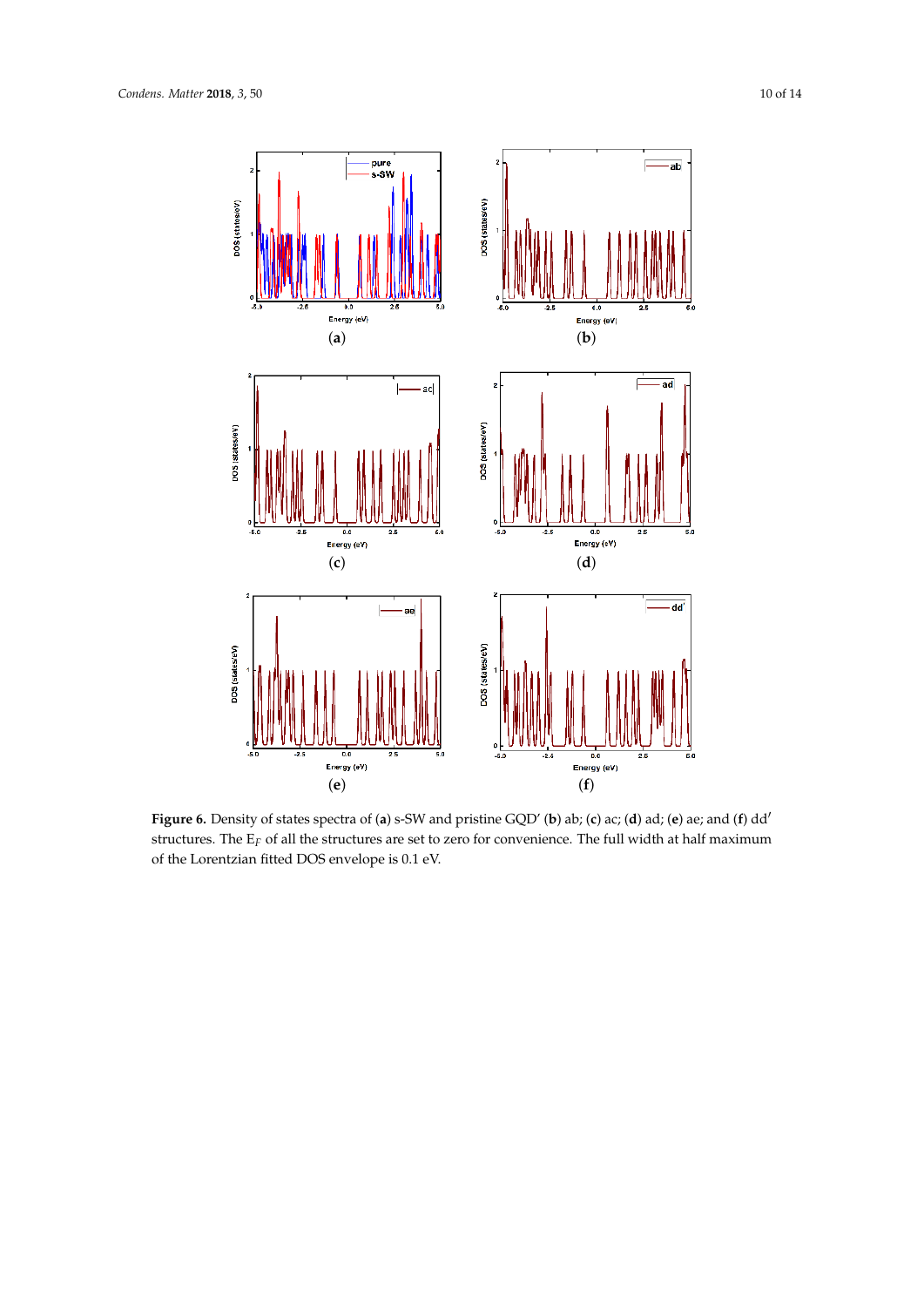DOS (states/eV)

2

1

0

-5.0 -2.5 0.0 2.5 5.0

Energy (eV)

pure

s-SW

(**a**)

ab

(**b**)

ac

(**c**)

ad

(**d**)

ae

(**e**)

dd′

(**f**)

**Figure 6.** Density of states spectra of (**a**) s-SW and pristine GQD′ (**b**) ab; (**c**) ac; (**d**) ad; (**e**) ae; and (**f**) dd′ structures. The $E_F$ of all the structures are set to zero for convenience. The full width at half maximum of the Lorentzian fitted DOS envelope is 0.1 eV.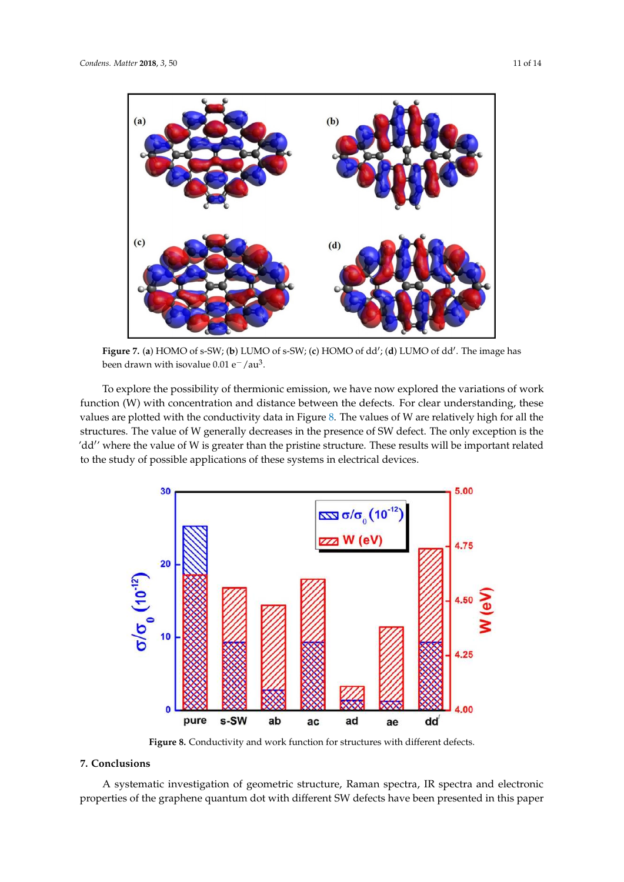(a) (b)

(c) (d)

**Figure 7.** (**a**) HOMO of s-SW; (**b**) LUMO of s-SW; (**c**) HOMO of dd′; (**d**) LUMO of dd′. The image has been drawn with isovalue 0.01 $e^-/au^3$.

To explore the possibility of thermionic emission, we have now explored the variations of work function (W) with concentration and distance between the defects. For clear understanding, these values are plotted with the conductivity data in Figure 8. The values of W are relatively high for all the structures. The value of W generally decreases in the presence of SW defect. The only exception is the ′dd′′ where the value of W is greater than the pristine structure. These results will be important related to the study of possible applications of these systems in electrical devices.

$\sigma/\sigma_0$ $(10^{-12})$

W (eV)

30

20

10

0

5.00

4.75

4.50

4.25

4.00

pure s-SW ab ac ad ae dd′

**Figure 8.** Conductivity and work function for structures with different defects.

## 7. Conclusions

A systematic investigation of geometric structure, Raman spectra, IR spectra and electronic properties of the graphene quantum dot with different SW defects have been presented in this paper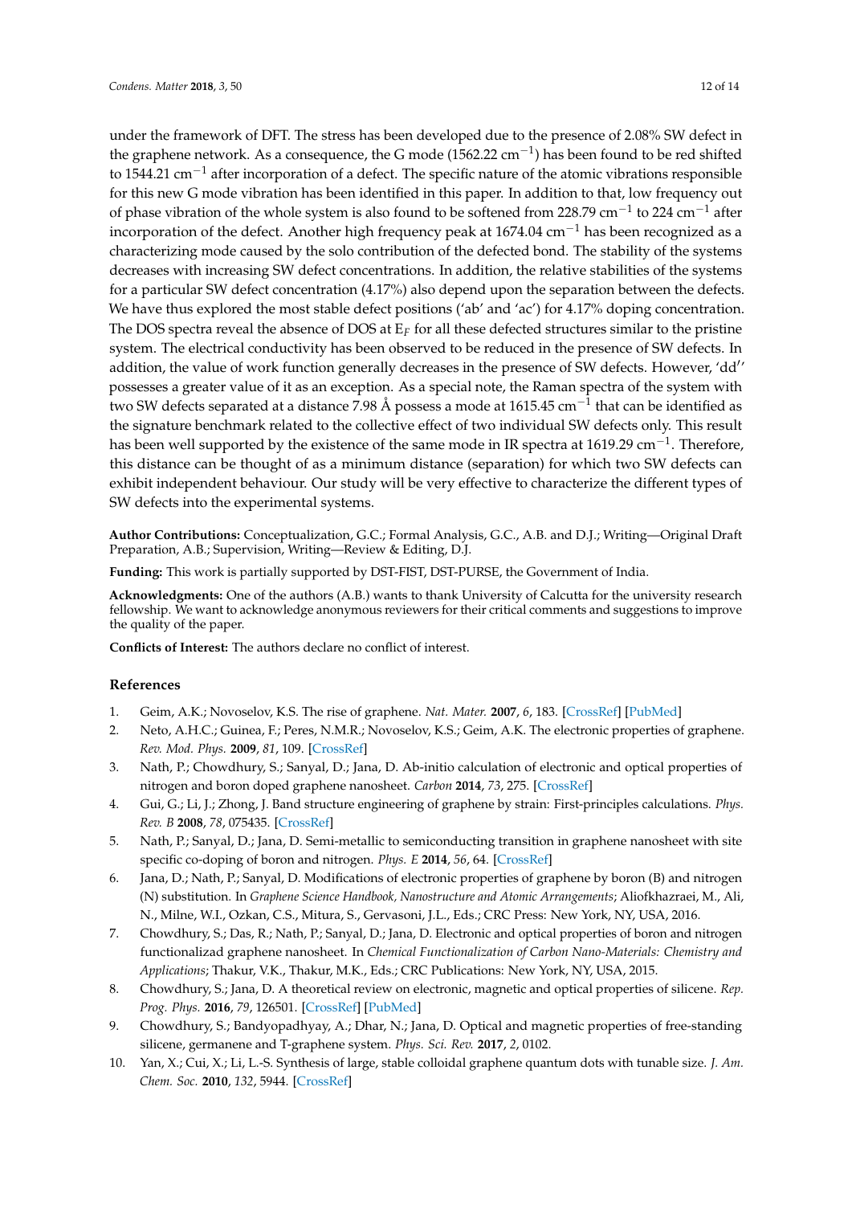under the framework of DFT. The stress has been developed due to the presence of 2.08% SW defect in the graphene network. As a consequence, the G mode (1562.22 $cm^{-1}$) has been found to be red shifted to 1544.21 $cm^{-1}$ after incorporation of a defect. The specific nature of the atomic vibrations responsible for this new G mode vibration has been identified in this paper. In addition to that, low frequency out of phase vibration of the whole system is also found to be softened from 228.79 $cm^{-1}$ to 224 $cm^{-1}$ after incorporation of the defect. Another high frequency peak at 1674.04 $cm^{-1}$ has been recognized as a characterizing mode caused by the solo contribution of the defected bond. The stability of the systems decreases with increasing SW defect concentrations. In addition, the relative stabilities of the systems for a particular SW defect concentration (4.17%) also depend upon the separation between the defects. We have thus explored the most stable defect positions ('ab' and 'ac') for 4.17% doping concentration. The DOS spectra reveal the absence of DOS at $E_F$ for all these defected structures similar to the pristine system. The electrical conductivity has been observed to be reduced in the presence of SW defects. In addition, the value of work function generally decreases in the presence of SW defects. However, 'dd'' possesses a greater value of it as an exception. As a special note, the Raman spectra of the system with two SW defects separated at a distance 7.98 Å possess a mode at 1615.45 $cm^{-1}$ that can be identified as the signature benchmark related to the collective effect of two individual SW defects only. This result has been well supported by the existence of the same mode in IR spectra at 1619.29 $cm^{-1}$. Therefore, this distance can be thought of as a minimum distance (separation) for which two SW defects can exhibit independent behaviour. Our study will be very effective to characterize the different types of SW defects into the experimental systems.

**Author Contributions:** Conceptualization, G.C.; Formal Analysis, G.C., A.B. and D.J.; Writing—Original Draft Preparation, A.B.; Supervision, Writing—Review & Editing, D.J.

**Funding:** This work is partially supported by DST-FIST, DST-PURSE, the Government of India.

**Acknowledgments:** One of the authors (A.B.) wants to thank University of Calcutta for the university research fellowship. We want to acknowledge anonymous reviewers for their critical comments and suggestions to improve the quality of the paper.

**Conflicts of Interest:** The authors declare no conflict of interest.

## References

1. Geim, A.K.; Novoselov, K.S. The rise of graphene. *Nat. Mater.* **2007**, *6*, 183. [CrossRef] [PubMed]
2. Neto, A.H.C.; Guinea, F.; Peres, N.M.R.; Novoselov, K.S.; Geim, A.K. The electronic properties of graphene. *Rev. Mod. Phys.* **2009**, *81*, 109. [CrossRef]
3. Nath, P.; Chowdhury, S.; Sanyal, D.; Jana, D. Ab-initio calculation of electronic and optical properties of nitrogen and boron doped graphene nanosheet. *Carbon* **2014**, *73*, 275. [CrossRef]
4. Gui, G.; Li, J.; Zhong, J. Band structure engineering of graphene by strain: First-principles calculations. *Phys. Rev. B* **2008**, *78*, 075435. [CrossRef]
5. Nath, P.; Sanyal, D.; Jana, D. Semi-metallic to semiconducting transition in graphene nanosheet with site specific co-doping of boron and nitrogen. *Phys. E* **2014**, *56*, 64. [CrossRef]
6. Jana, D.; Nath, P.; Sanyal, D. Modifications of electronic properties of graphene by boron (B) and nitrogen (N) substitution. In *Graphene Science Handbook, Nanostructure and Atomic Arrangements*; Aliofkhazraei, M., Ali, N., Milne, W.I., Ozkan, C.S., Mitura, S., Gervasoni, J.L., Eds.; CRC Press: New York, NY, USA, 2016.
7. Chowdhury, S.; Das, R.; Nath, P.; Sanyal, D.; Jana, D. Electronic and optical properties of boron and nitrogen functionalizad graphene nanosheet. In *Chemical Functionalization of Carbon Nano-Materials: Chemistry and Applications*; Thakur, V.K., Thakur, M.K., Eds.; CRC Publications: New York, NY, USA, 2015.
8. Chowdhury, S.; Jana, D. A theoretical review on electronic, magnetic and optical properties of silicene. *Rep. Prog. Phys.* **2016**, *79*, 126501. [CrossRef] [PubMed]
9. Chowdhury, S.; Bandyopadhyay, A.; Dhar, N.; Jana, D. Optical and magnetic properties of free-standing silicene, germanene and T-graphene system. *Phys. Sci. Rev.* **2017**, *2*, 0102.
10. Yan, X.; Cui, X.; Li, L.-S. Synthesis of large, stable colloidal graphene quantum dots with tunable size. *J. Am. Chem. Soc.* **2010**, *132*, 5944. [CrossRef]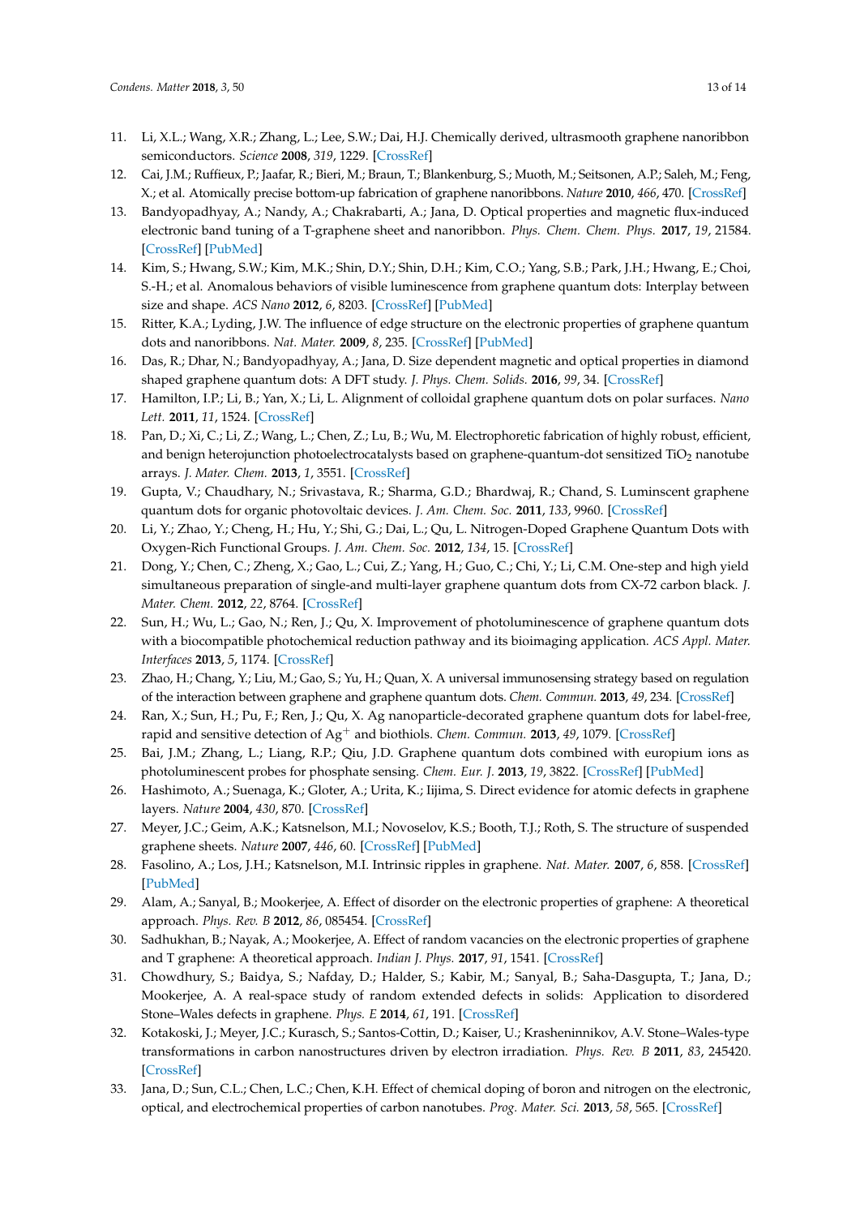11. Li, X.L.; Wang, X.R.; Zhang, L.; Lee, S.W.; Dai, H.J. Chemically derived, ultrasmooth graphene nanoribbon semiconductors. *Science* **2008**, *319*, 1229. [CrossRef]
12. Cai, J.M.; Ruffieux, P.; Jaafar, R.; Bieri, M.; Braun, T.; Blankenburg, S.; Muoth, M.; Seitsonen, A.P.; Saleh, M.; Feng, X.; et al. Atomically precise bottom-up fabrication of graphene nanoribbons. *Nature* **2010**, *466*, 470. [CrossRef]
13. Bandyopadhyay, A.; Nandy, A.; Chakrabarti, A.; Jana, D. Optical properties and magnetic flux-induced electronic band tuning of a T-graphene sheet and nanoribbon. *Phys. Chem. Chem. Phys.* **2017**, *19*, 21584. [CrossRef] [PubMed]
14. Kim, S.; Hwang, S.W.; Kim, M.K.; Shin, D.Y.; Shin, D.H.; Kim, C.O.; Yang, S.B.; Park, J.H.; Hwang, E.; Choi, S.-H.; et al. Anomalous behaviors of visible luminescence from graphene quantum dots: Interplay between size and shape. *ACS Nano* **2012**, *6*, 8203. [CrossRef] [PubMed]
15. Ritter, K.A.; Lyding, J.W. The influence of edge structure on the electronic properties of graphene quantum dots and nanoribbons. *Nat. Mater.* **2009**, *8*, 235. [CrossRef] [PubMed]
16. Das, R.; Dhar, N.; Bandyopadhyay, A.; Jana, D. Size dependent magnetic and optical properties in diamond shaped graphene quantum dots: A DFT study. *J. Phys. Chem. Solids.* **2016**, *99*, 34. [CrossRef]
17. Hamilton, I.P.; Li, B.; Yan, X.; Li, L. Alignment of colloidal graphene quantum dots on polar surfaces. *Nano Lett.* **2011**, *11*, 1524. [CrossRef]
18. Pan, D.; Xi, C.; Li, Z.; Wang, L.; Chen, Z.; Lu, B.; Wu, M. Electrophoretic fabrication of highly robust, efficient, and benign heterojunction photoelectrocatalysts based on graphene-quantum-dot sensitized $TiO_2$ nanotube arrays. *J. Mater. Chem.* **2013**, *1*, 3551. [CrossRef]
19. Gupta, V.; Chaudhary, N.; Srivastava, R.; Sharma, G.D.; Bhardwaj, R.; Chand, S. Luminscent graphene quantum dots for organic photovoltaic devices. *J. Am. Chem. Soc.* **2011**, *133*, 9960. [CrossRef]
20. Li, Y.; Zhao, Y.; Cheng, H.; Hu, Y.; Shi, G.; Dai, L.; Qu, L. Nitrogen-Doped Graphene Quantum Dots with Oxygen-Rich Functional Groups. *J. Am. Chem. Soc.* **2012**, *134*, 15. [CrossRef]
21. Dong, Y.; Chen, C.; Zheng, X.; Gao, L.; Cui, Z.; Yang, H.; Guo, C.; Chi, Y.; Li, C.M. One-step and high yield simultaneous preparation of single-and multi-layer graphene quantum dots from CX-72 carbon black. *J. Mater. Chem.* **2012**, *22*, 8764. [CrossRef]
22. Sun, H.; Wu, L.; Gao, N.; Ren, J.; Qu, X. Improvement of photoluminescence of graphene quantum dots with a biocompatible photochemical reduction pathway and its bioimaging application. *ACS Appl. Mater. Interfaces* **2013**, *5*, 1174. [CrossRef]
23. Zhao, H.; Chang, Y.; Liu, M.; Gao, S.; Yu, H.; Quan, X. A universal immunosensing strategy based on regulation of the interaction between graphene and graphene quantum dots. *Chem. Commun.* **2013**, *49*, 234. [CrossRef]
24. Ran, X.; Sun, H.; Pu, F.; Ren, J.; Qu, X. Ag nanoparticle-decorated graphene quantum dots for label-free, rapid and sensitive detection of $Ag^+$ and biothiols. *Chem. Commun.* **2013**, *49*, 1079. [CrossRef]
25. Bai, J.M.; Zhang, L.; Liang, R.P.; Qiu, J.D. Graphene quantum dots combined with europium ions as photoluminescent probes for phosphate sensing. *Chem. Eur. J.* **2013**, *19*, 3822. [CrossRef] [PubMed]
26. Hashimoto, A.; Suenaga, K.; Gloter, A.; Urita, K.; Iijima, S. Direct evidence for atomic defects in graphene layers. *Nature* **2004**, *430*, 870. [CrossRef]
27. Meyer, J.C.; Geim, A.K.; Katsnelson, M.I.; Novoselov, K.S.; Booth, T.J.; Roth, S. The structure of suspended graphene sheets. *Nature* **2007**, *446*, 60. [CrossRef] [PubMed]
28. Fasolino, A.; Los, J.H.; Katsnelson, M.I. Intrinsic ripples in graphene. *Nat. Mater.* **2007**, *6*, 858. [CrossRef] [PubMed]
29. Alam, A.; Sanyal, B.; Mookerjee, A. Effect of disorder on the electronic properties of graphene: A theoretical approach. *Phys. Rev. B* **2012**, *86*, 085454. [CrossRef]
30. Sadhukhan, B.; Nayak, A.; Mookerjee, A. Effect of random vacancies on the electronic properties of graphene and T graphene: A theoretical approach. *Indian J. Phys.* **2017**, *91*, 1541. [CrossRef]
31. Chowdhury, S.; Baidya, S.; Nafday, D.; Halder, S.; Kabir, M.; Sanyal, B.; Saha-Dasgupta, T.; Jana, D.; Mookerjee, A. A real-space study of random extended defects in solids: Application to disordered Stone–Wales defects in graphene. *Phys. E* **2014**, *61*, 191. [CrossRef]
32. Kotakoski, J.; Meyer, J.C.; Kurasch, S.; Santos-Cottin, D.; Kaiser, U.; Krasheninnikov, A.V. Stone–Wales-type transformations in carbon nanostructures driven by electron irradiation. *Phys. Rev. B* **2011**, *83*, 245420. [CrossRef]
33. Jana, D.; Sun, C.L.; Chen, L.C.; Chen, K.H. Effect of chemical doping of boron and nitrogen on the electronic, optical, and electrochemical properties of carbon nanotubes. *Prog. Mater. Sci.* **2013**, *58*, 565. [CrossRef]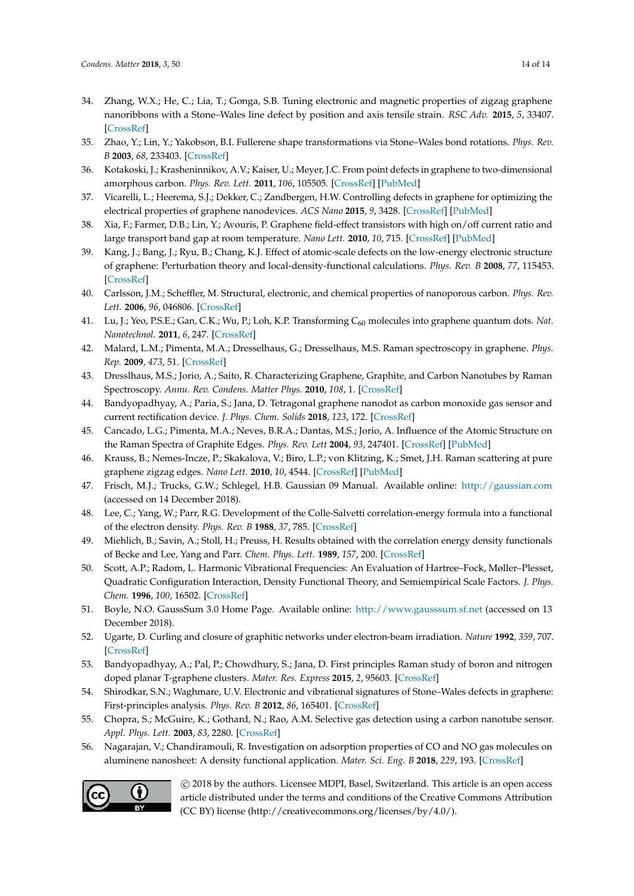34. Zhang, W.X.; He, C.; Lia, T.; Gonga, S.B. Tuning electronic and magnetic properties of zigzag graphene nanoribbons with a Stone–Wales line defect by position and axis tensile strain. *RSC Adv.* **2015**, *5*, 33407. [CrossRef]
35. Zhao, Y.; Lin, Y.; Yakobson, B.I. Fullerene shape transformations via Stone–Wales bond rotations. *Phys. Rev. B* **2003**, *68*, 233403. [CrossRef]
36. Kotakoski, J.; Krasheninnikov, A.V.; Kaiser, U.; Meyer, J.C. From point defects in graphene to two-dimensional amorphous carbon. *Phys. Rev. Lett.* **2011**, *106*, 105505. [CrossRef] [PubMed]
37. Vicarelli, L.; Heerema, S.J.; Dekker, C.; Zandbergen, H.W. Controlling defects in graphene for optimizing the electrical properties of graphene nanodevices. *ACS Nano* **2015**, *9*, 3428. [CrossRef] [PubMed]
38. Xia, F.; Farmer, D.B.; Lin, Y.; Avouris, P. Graphene field-effect transistors with high on/off current ratio and large transport band gap at room temperature. *Nano Lett.* **2010**, *10*, 715. [CrossRef] [PubMed]
39. Kang, J.; Bang, J.; Ryu, B.; Chang, K.J. Effect of atomic-scale defects on the low-energy electronic structure of graphene: Perturbation theory and local-density-functional calculations. *Phys. Rev. B* **2008**, *77*, 115453. [CrossRef]
40. Carlsson, J.M.; Scheffler, M. Structural, electronic, and chemical properties of nanoporous carbon. *Phys. Rev. Lett.* **2006**, *96*, 046806. [CrossRef]
41. Lu, J.; Yeo, P.S.E.; Gan, C.K.; Wu, P.; Loh, K.P. Transforming $C_{60}$ molecules into graphene quantum dots. *Nat. Nanotechnol.* **2011**, *6*, 247. [CrossRef]
42. Malard, L.M.; Pimenta, M.A.; Dresselhaus, G.; Dresselhaus, M.S. Raman spectroscopy in graphene. *Phys. Rep.* **2009**, *473*, 51. [CrossRef]
43. Dresslhaus, M.S.; Jorio, A.; Saito, R. Characterizing Graphene, Graphite, and Carbon Nanotubes by Raman Spectroscopy. *Annu. Rev. Condens. Matter Phys.* **2010**, *108*, 1. [CrossRef]
44. Bandyopadhyay, A.; Paria, S.; Jana, D. Tetragonal graphene nanodot as carbon monoxide gas sensor and current rectification device. *J. Phys. Chem. Solids* **2018**, *123*, 172. [CrossRef]
45. Cancado, L.G.; Pimenta, M.A.; Neves, B.R.A.; Dantas, M.S.; Jorio, A. Influence of the Atomic Structure on the Raman Spectra of Graphite Edges. *Phys. Rev. Lett* **2004**, *93*, 247401. [CrossRef] [PubMed]
46. Krauss, B.; Nemes-Incze, P.; Skakalova, V.; Biro, L.P.; von Klitzing, K.; Smet, J.H. Raman scattering at pure graphene zigzag edges. *Nano Lett.* **2010**, *10*, 4544. [CrossRef] [PubMed]
47. Frisch, M.J.; Trucks, G.W.; Schlegel, H.B. Gaussian 09 Manual. Available online: http://gaussian.com (accessed on 14 December 2018).
48. Lee, C.; Yang, W.; Parr, R.G. Development of the Colle-Salvetti correlation-energy formula into a functional of the electron density. *Phys. Rev. B* **1988**, *37*, 785. [CrossRef]
49. Miehlich, B.; Savin, A.; Stoll, H.; Preuss, H. Results obtained with the correlation energy density functionals of Becke and Lee, Yang and Parr. *Chem. Phys. Lett.* **1989**, *157*, 200. [CrossRef]
50. Scott, A.P.; Radom, L. Harmonic Vibrational Frequencies: An Evaluation of Hartree–Fock, Møller–Plesset, Quadratic Configuration Interaction, Density Functional Theory, and Semiempirical Scale Factors. *J. Phys. Chem.* **1996**, *100*, 16502. [CrossRef]
51. Boyle, N.O. GaussSum 3.0 Home Page. Available online: http://www.gausssum.sf.net (accessed on 13 December 2018).
52. Ugarte, D. Curling and closure of graphitic networks under electron-beam irradiation. *Nature* **1992**, *359*, 707. [CrossRef]
53. Bandyopadhyay, A.; Pal, P.; Chowdhury, S.; Jana, D. First principles Raman study of boron and nitrogen doped planar T-graphene clusters. *Mater. Res. Express* **2015**, *2*, 95603. [CrossRef]
54. Shirodkar, S.N.; Waghmare, U.V. Electronic and vibrational signatures of Stone–Wales defects in graphene: First-principles analysis. *Phys. Rev. B* **2012**, *86*, 165401. [CrossRef]
55. Chopra, S.; McGuire, K.; Gothard, N.; Rao, A.M. Selective gas detection using a carbon nanotube sensor. *Appl. Phys. Lett.* **2003**, *83*, 2280. [CrossRef]
56. Nagarajan, V.; Chandiramouli, R. Investigation on adsorption properties of CO and NO gas molecules on aluminene nanosheet: A density functional application. *Mater. Sci. Eng. B* **2018**, *229*, 193. [CrossRef]

© 2018 by the authors. Licensee MDPI, Basel, Switzerland. This article is an open access article distributed under the terms and conditions of the Creative Commons Attribution (CC BY) license (http://creativecommons.org/licenses/by/4.0/).